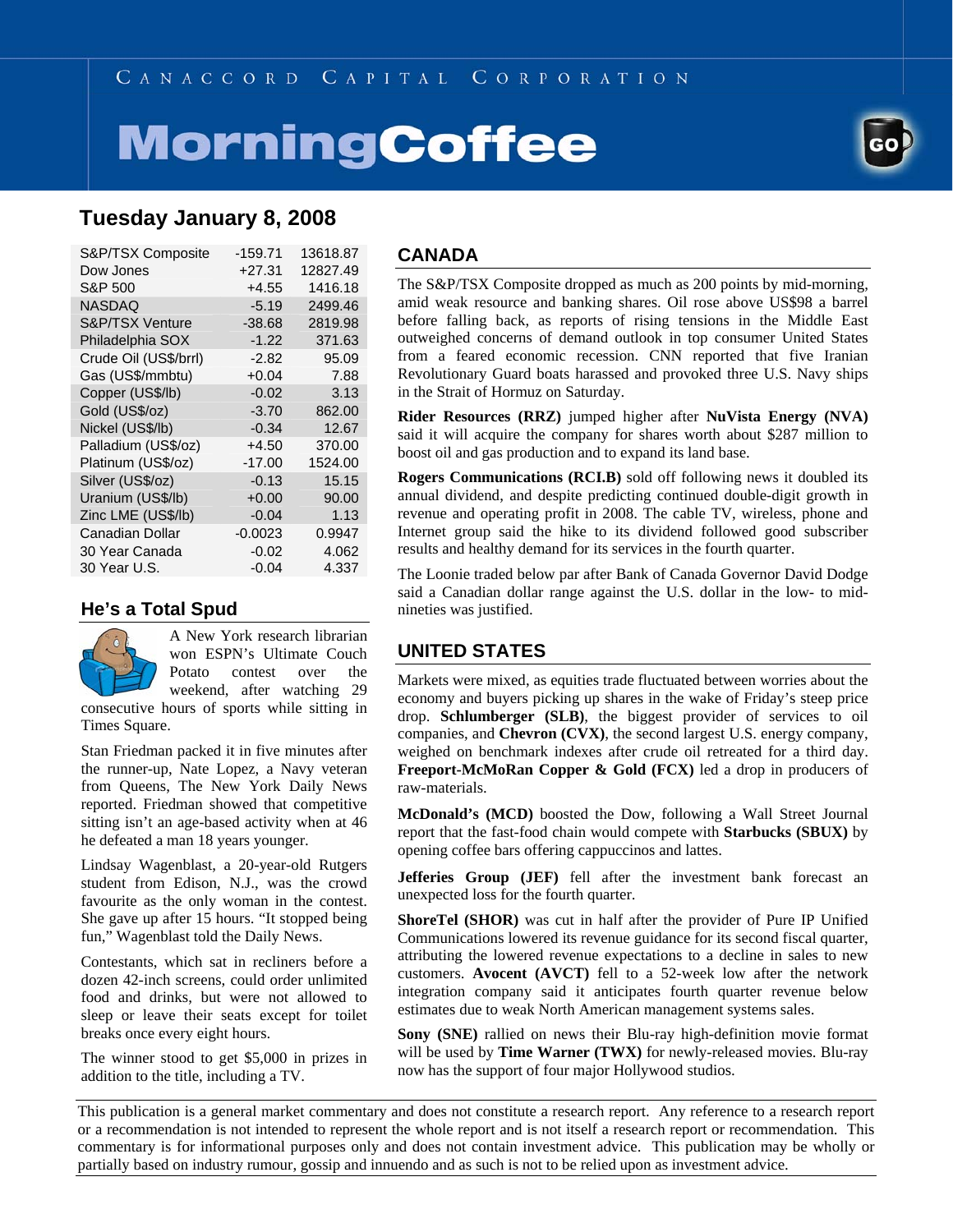Canaccord Capital Corporation

# MorningCoffee

## Tuesday January 8, 2008

| | | |
|---|---|---|
| S&P/TSX Composite | -159.71 | 13618.87 |
| Dow Jones | +27.31 | 12827.49 |
| S&P 500 | +4.55 | 1416.18 |
| NASDAQ | -5.19 | 2499.46 |
| S&P/TSX Venture | -38.68 | 2819.98 |
| Philadelphia SOX | -1.22 | 371.63 |
| Crude Oil (US$/brrl) | -2.82 | 95.09 |
| Gas (US$/mmbtu) | +0.04 | 7.88 |
| Copper (US$/lb) | -0.02 | 3.13 |
| Gold (US$/oz) | -3.70 | 862.00 |
| Nickel (US$/lb) | -0.34 | 12.67 |
| Palladium (US$/oz) | +4.50 | 370.00 |
| Platinum (US$/oz) | -17.00 | 1524.00 |
| Silver (US$/oz) | -0.13 | 15.15 |
| Uranium (US$/lb) | +0.00 | 90.00 |
| Zinc LME (US$/lb) | -0.04 | 1.13 |
| Canadian Dollar | -0.0023 | 0.9947 |
| 30 Year Canada | -0.02 | 4.062 |
| 30 Year U.S. | -0.04 | 4.337 |

### He's a Total Spud

A New York research librarian won ESPN's Ultimate Couch Potato contest over the weekend, after watching 29 consecutive hours of sports while sitting in Times Square.

Stan Friedman packed it in five minutes after the runner-up, Nate Lopez, a Navy veteran from Queens, The New York Daily News reported. Friedman showed that competitive sitting isn't an age-based activity when at 46 he defeated a man 18 years younger.

Lindsay Wagenblast, a 20-year-old Rutgers student from Edison, N.J., was the crowd favourite as the only woman in the contest. She gave up after 15 hours. "It stopped being fun," Wagenblast told the Daily News.

Contestants, which sat in recliners before a dozen 42-inch screens, could order unlimited food and drinks, but were not allowed to sleep or leave their seats except for toilet breaks once every eight hours.

The winner stood to get $5,000 in prizes in addition to the title, including a TV.

## CANADA

The S&P/TSX Composite dropped as much as 200 points by mid-morning, amid weak resource and banking shares. Oil rose above US$98 a barrel before falling back, as reports of rising tensions in the Middle East outweighed concerns of demand outlook in top consumer United States from a feared economic recession. CNN reported that five Iranian Revolutionary Guard boats harassed and provoked three U.S. Navy ships in the Strait of Hormuz on Saturday.

**Rider Resources (RRZ)** jumped higher after **NuVista Energy (NVA)** said it will acquire the company for shares worth about $287 million to boost oil and gas production and to expand its land base.

**Rogers Communications (RCI.B)** sold off following news it doubled its annual dividend, and despite predicting continued double-digit growth in revenue and operating profit in 2008. The cable TV, wireless, phone and Internet group said the hike to its dividend followed good subscriber results and healthy demand for its services in the fourth quarter.

The Loonie traded below par after Bank of Canada Governor David Dodge said a Canadian dollar range against the U.S. dollar in the low- to mid-nineties was justified.

## UNITED STATES

Markets were mixed, as equities trade fluctuated between worries about the economy and buyers picking up shares in the wake of Friday's steep price drop. **Schlumberger (SLB)**, the biggest provider of services to oil companies, and **Chevron (CVX)**, the second largest U.S. energy company, weighed on benchmark indexes after crude oil retreated for a third day. **Freeport-McMoRan Copper & Gold (FCX)** led a drop in producers of raw-materials.

**McDonald's (MCD)** boosted the Dow, following a Wall Street Journal report that the fast-food chain would compete with **Starbucks (SBUX)** by opening coffee bars offering cappuccinos and lattes.

**Jefferies Group (JEF)** fell after the investment bank forecast an unexpected loss for the fourth quarter.

**ShoreTel (SHOR)** was cut in half after the provider of Pure IP Unified Communications lowered its revenue guidance for its second fiscal quarter, attributing the lowered revenue expectations to a decline in sales to new customers. **Avocent (AVCT)** fell to a 52-week low after the network integration company said it anticipates fourth quarter revenue below estimates due to weak North American management systems sales.

**Sony (SNE)** rallied on news their Blu-ray high-definition movie format will be used by **Time Warner (TWX)** for newly-released movies. Blu-ray now has the support of four major Hollywood studios.

---

This publication is a general market commentary and does not constitute a research report. Any reference to a research report or a recommendation is not intended to represent the whole report and is not itself a research report or recommendation. This commentary is for informational purposes only and does not contain investment advice. This publication may be wholly or partially based on industry rumour, gossip and innuendo and as such is not to be relied upon as investment advice.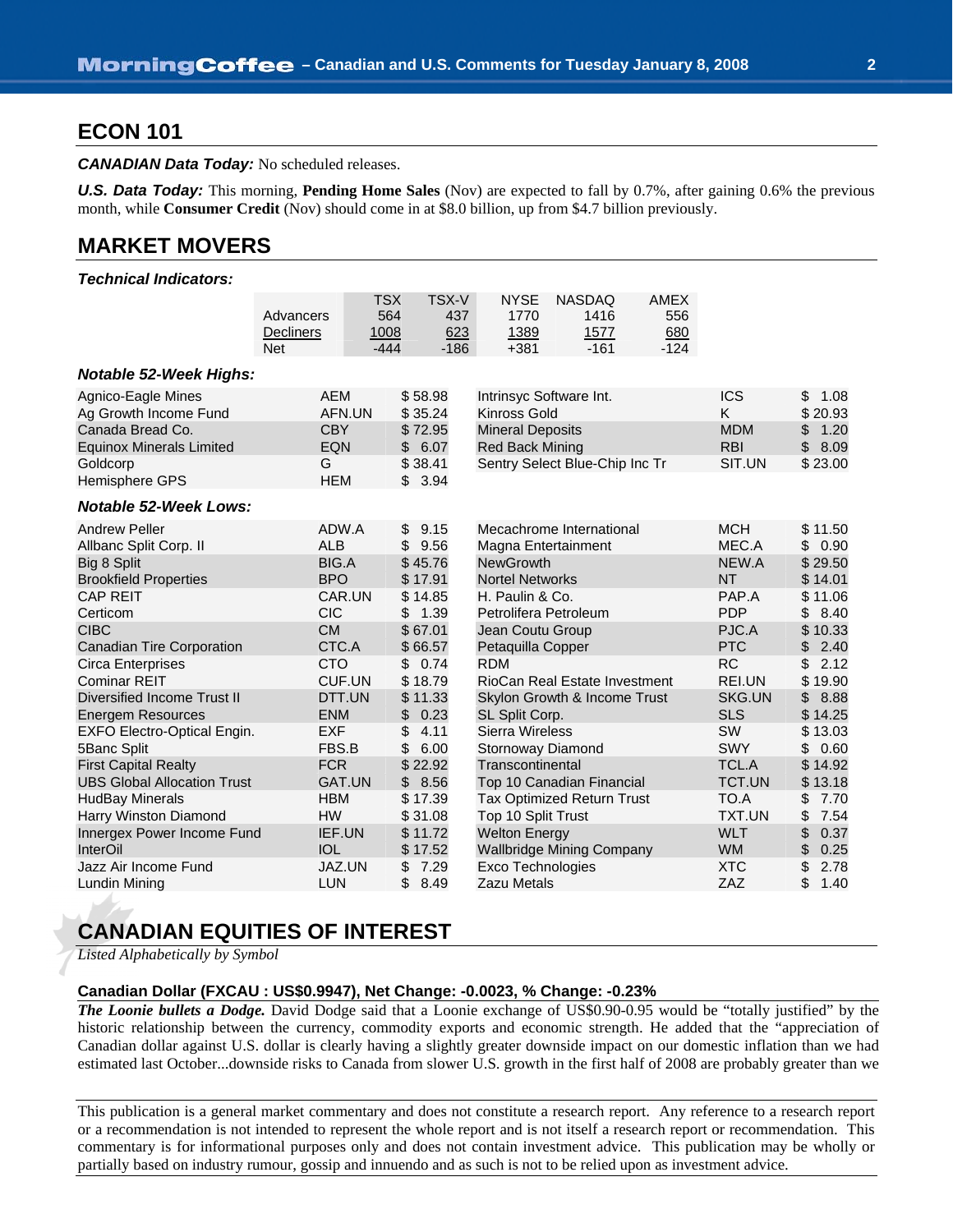## ECON 101

***CANADIAN Data Today:*** No scheduled releases.

***U.S. Data Today:*** This morning, **Pending Home Sales** (Nov) are expected to fall by 0.7%, after gaining 0.6% the previous month, while **Consumer Credit** (Nov) should come in at $8.0 billion, up from $4.7 billion previously.

## MARKET MOVERS

### *Technical Indicators:*

| | TSX | TSX-V | NYSE | NASDAQ | AMEX |
|---|---|---|---|---|---|
| Advancers | 564 | 437 | 1770 | 1416 | 556 |
| Decliners | 1008 | 623 | 1389 | 1577 | 680 |
| Net | -444 | -186 | +381 | -161 | -124 |

### *Notable 52-Week Highs:*

| Company | Symbol | Price |
|---|---|---|
| Agnico-Eagle Mines | AEM | $ 58.98 |
| Ag Growth Income Fund | AFN.UN | $ 35.24 |
| Canada Bread Co. | CBY | $ 72.95 |
| Equinox Minerals Limited | EQN | $ 6.07 |
| Goldcorp | G | $ 38.41 |
| Hemisphere GPS | HEM | $ 3.94 |
| Intrinsyc Software Int. | ICS | $ 1.08 |
| Kinross Gold | K | $ 20.93 |
| Mineral Deposits | MDM | $ 1.20 |
| Red Back Mining | RBI | $ 8.09 |
| Sentry Select Blue-Chip Inc Tr | SIT.UN | $ 23.00 |

### *Notable 52-Week Lows:*

| Company | Symbol | Price |
|---|---|---|
| Andrew Peller | ADW.A | $ 9.15 |
| Allbanc Split Corp. II | ALB | $ 9.56 |
| Big 8 Split | BIG.A | $ 45.76 |
| Brookfield Properties | BPO | $ 17.91 |
| CAP REIT | CAR.UN | $ 14.85 |
| Certicom | CIC | $ 1.39 |
| CIBC | CM | $ 67.01 |
| Canadian Tire Corporation | CTC.A | $ 66.57 |
| Circa Enterprises | CTO | $ 0.74 |
| Cominar REIT | CUF.UN | $ 18.79 |
| Diversified Income Trust II | DTT.UN | $ 11.33 |
| Energem Resources | ENM | $ 0.23 |
| EXFO Electro-Optical Engin. | EXF | $ 4.11 |
| 5Banc Split | FBS.B | $ 6.00 |
| First Capital Realty | FCR | $ 22.92 |
| UBS Global Allocation Trust | GAT.UN | $ 8.56 |
| HudBay Minerals | HBM | $ 17.39 |
| Harry Winston Diamond | HW | $ 31.08 |
| Innergex Power Income Fund | IEF.UN | $ 11.72 |
| InterOil | IOL | $ 17.52 |
| Jazz Air Income Fund | JAZ.UN | $ 7.29 |
| Lundin Mining | LUN | $ 8.49 |
| Mecachrome International | MCH | $ 11.50 |
| Magna Entertainment | MEC.A | $ 0.90 |
| NewGrowth | NEW.A | $ 29.50 |
| Nortel Networks | NT | $ 14.01 |
| H. Paulin & Co. | PAP.A | $ 11.06 |
| Petrolifera Petroleum | PDP | $ 8.40 |
| Jean Coutu Group | PJC.A | $ 10.33 |
| Petaquilla Copper | PTC | $ 2.40 |
| RDM | RC | $ 2.12 |
| RioCan Real Estate Investment | REI.UN | $ 19.90 |
| Skylon Growth & Income Trust | SKG.UN | $ 8.88 |
| SL Split Corp. | SLS | $ 14.25 |
| Sierra Wireless | SW | $ 13.03 |
| Stornoway Diamond | SWY | $ 0.60 |
| Transcontinental | TCL.A | $ 14.92 |
| Top 10 Canadian Financial | TCT.UN | $ 13.18 |
| Tax Optimized Return Trust | TO.A | $ 7.70 |
| Top 10 Split Trust | TXT.UN | $ 7.54 |
| Welton Energy | WLT | $ 0.37 |
| Wallbridge Mining Company | WM | $ 0.25 |
| Exco Technologies | XTC | $ 2.78 |
| Zazu Metals | ZAZ | $ 1.40 |

## CANADIAN EQUITIES OF INTEREST

*Listed Alphabetically by Symbol*

**Canadian Dollar (FXCAU : US$0.9947), Net Change: -0.0023, % Change: -0.23%**

***The Loonie bullets a Dodge.*** David Dodge said that a Loonie exchange of US$0.90-0.95 would be "totally justified" by the historic relationship between the currency, commodity exports and economic strength. He added that the "appreciation of Canadian dollar against U.S. dollar is clearly having a slightly greater downside impact on our domestic inflation than we had estimated last October...downside risks to Canada from slower U.S. growth in the first half of 2008 are probably greater than we

This publication is a general market commentary and does not constitute a research report. Any reference to a research report or a recommendation is not intended to represent the whole report and is not itself a research report or recommendation. This commentary is for informational purposes only and does not contain investment advice. This publication may be wholly or partially based on industry rumour, gossip and innuendo and as such is not to be relied upon as investment advice.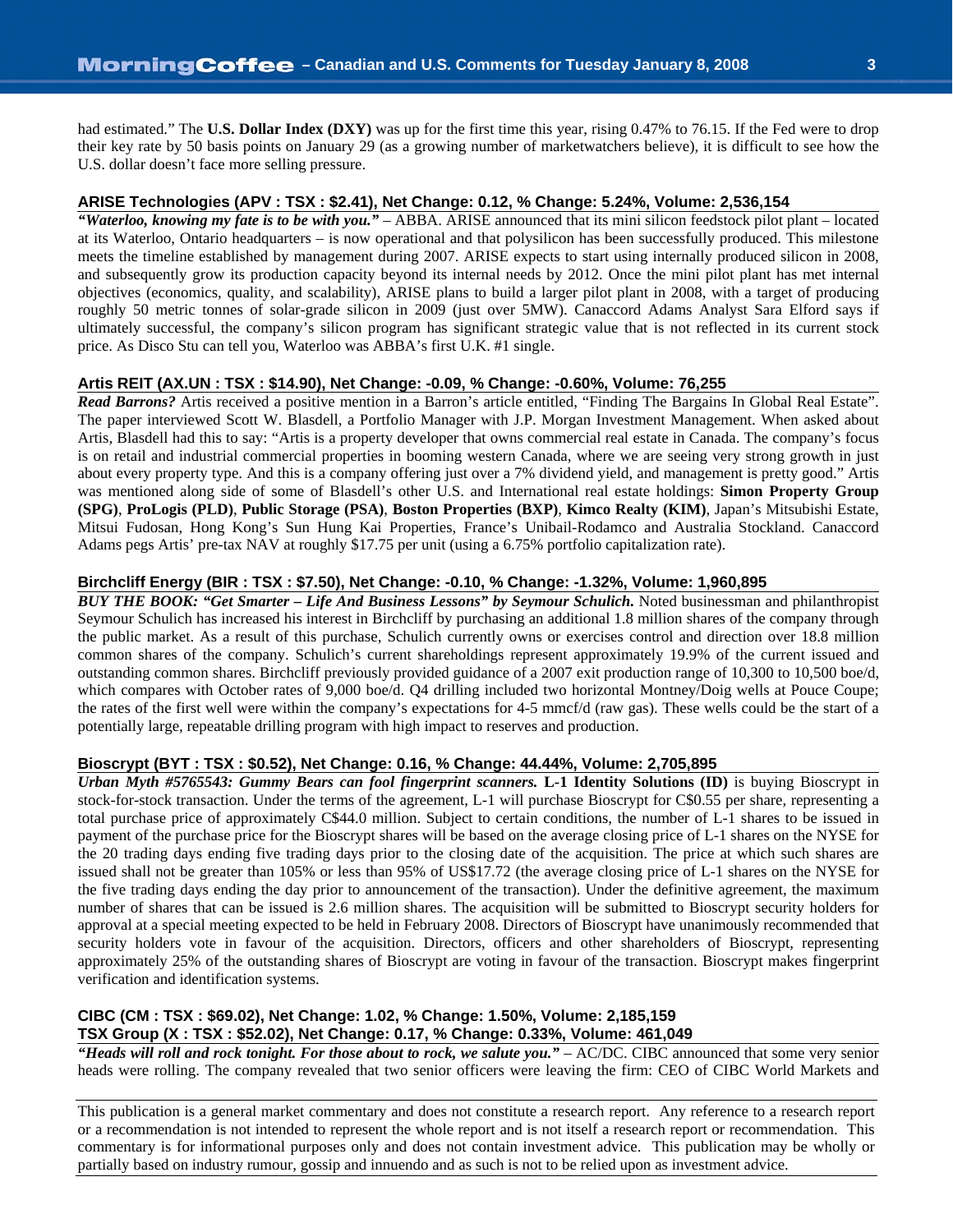had estimated." The **U.S. Dollar Index (DXY)** was up for the first time this year, rising 0.47% to 76.15. If the Fed were to drop their key rate by 50 basis points on January 29 (as a growing number of marketwatchers believe), it is difficult to see how the U.S. dollar doesn't face more selling pressure.

### ARISE Technologies (APV : TSX : $2.41), Net Change: 0.12, % Change: 5.24%, Volume: 2,536,154

***"Waterloo, knowing my fate is to be with you."*** – ABBA. ARISE announced that its mini silicon feedstock pilot plant – located at its Waterloo, Ontario headquarters – is now operational and that polysilicon has been successfully produced. This milestone meets the timeline established by management during 2007. ARISE expects to start using internally produced silicon in 2008, and subsequently grow its production capacity beyond its internal needs by 2012. Once the mini pilot plant has met internal objectives (economics, quality, and scalability), ARISE plans to build a larger pilot plant in 2008, with a target of producing roughly 50 metric tonnes of solar-grade silicon in 2009 (just over 5MW). Canaccord Adams Analyst Sara Elford says if ultimately successful, the company's silicon program has significant strategic value that is not reflected in its current stock price. As Disco Stu can tell you, Waterloo was ABBA's first U.K. #1 single.

### Artis REIT (AX.UN : TSX : $14.90), Net Change: -0.09, % Change: -0.60%, Volume: 76,255

***Read Barrons?*** Artis received a positive mention in a Barron's article entitled, "Finding The Bargains In Global Real Estate". The paper interviewed Scott W. Blasdell, a Portfolio Manager with J.P. Morgan Investment Management. When asked about Artis, Blasdell had this to say: "Artis is a property developer that owns commercial real estate in Canada. The company's focus is on retail and industrial commercial properties in booming western Canada, where we are seeing very strong growth in just about every property type. And this is a company offering just over a 7% dividend yield, and management is pretty good." Artis was mentioned along side of some of Blasdell's other U.S. and International real estate holdings: **Simon Property Group (SPG)**, **ProLogis (PLD)**, **Public Storage (PSA)**, **Boston Properties (BXP)**, **Kimco Realty (KIM)**, Japan's Mitsubishi Estate, Mitsui Fudosan, Hong Kong's Sun Hung Kai Properties, France's Unibail-Rodamco and Australia Stockland. Canaccord Adams pegs Artis' pre-tax NAV at roughly $17.75 per unit (using a 6.75% portfolio capitalization rate).

### Birchcliff Energy (BIR : TSX : $7.50), Net Change: -0.10, % Change: -1.32%, Volume: 1,960,895

***BUY THE BOOK: "Get Smarter – Life And Business Lessons" by Seymour Schulich.*** Noted businessman and philanthropist Seymour Schulich has increased his interest in Birchcliff by purchasing an additional 1.8 million shares of the company through the public market. As a result of this purchase, Schulich currently owns or exercises control and direction over 18.8 million common shares of the company. Schulich's current shareholdings represent approximately 19.9% of the current issued and outstanding common shares. Birchcliff previously provided guidance of a 2007 exit production range of 10,300 to 10,500 boe/d, which compares with October rates of 9,000 boe/d. Q4 drilling included two horizontal Montney/Doig wells at Pouce Coupe; the rates of the first well were within the company's expectations for 4-5 mmcf/d (raw gas). These wells could be the start of a potentially large, repeatable drilling program with high impact to reserves and production.

### Bioscrypt (BYT : TSX : $0.52), Net Change: 0.16, % Change: 44.44%, Volume: 2,705,895

***Urban Myth #5765543: Gummy Bears can fool fingerprint scanners.*** **L-1 Identity Solutions (ID)** is buying Bioscrypt in stock-for-stock transaction. Under the terms of the agreement, L-1 will purchase Bioscrypt for C$0.55 per share, representing a total purchase price of approximately C$44.0 million. Subject to certain conditions, the number of L-1 shares to be issued in payment of the purchase price for the Bioscrypt shares will be based on the average closing price of L-1 shares on the NYSE for the 20 trading days ending five trading days prior to the closing date of the acquisition. The price at which such shares are issued shall not be greater than 105% or less than 95% of US$17.72 (the average closing price of L-1 shares on the NYSE for the five trading days ending the day prior to announcement of the transaction). Under the definitive agreement, the maximum number of shares that can be issued is 2.6 million shares. The acquisition will be submitted to Bioscrypt security holders for approval at a special meeting expected to be held in February 2008. Directors of Bioscrypt have unanimously recommended that security holders vote in favour of the acquisition. Directors, officers and other shareholders of Bioscrypt, representing approximately 25% of the outstanding shares of Bioscrypt are voting in favour of the transaction. Bioscrypt makes fingerprint verification and identification systems.

### CIBC (CM : TSX : $69.02), Net Change: 1.02, % Change: 1.50%, Volume: 2,185,159
### TSX Group (X : TSX : $52.02), Net Change: 0.17, % Change: 0.33%, Volume: 461,049

***"Heads will roll and rock tonight. For those about to rock, we salute you."*** – AC/DC. CIBC announced that some very senior heads were rolling. The company revealed that two senior officers were leaving the firm: CEO of CIBC World Markets and

This publication is a general market commentary and does not constitute a research report. Any reference to a research report or a recommendation is not intended to represent the whole report and is not itself a research report or recommendation. This commentary is for informational purposes only and does not contain investment advice. This publication may be wholly or partially based on industry rumour, gossip and innuendo and as such is not to be relied upon as investment advice.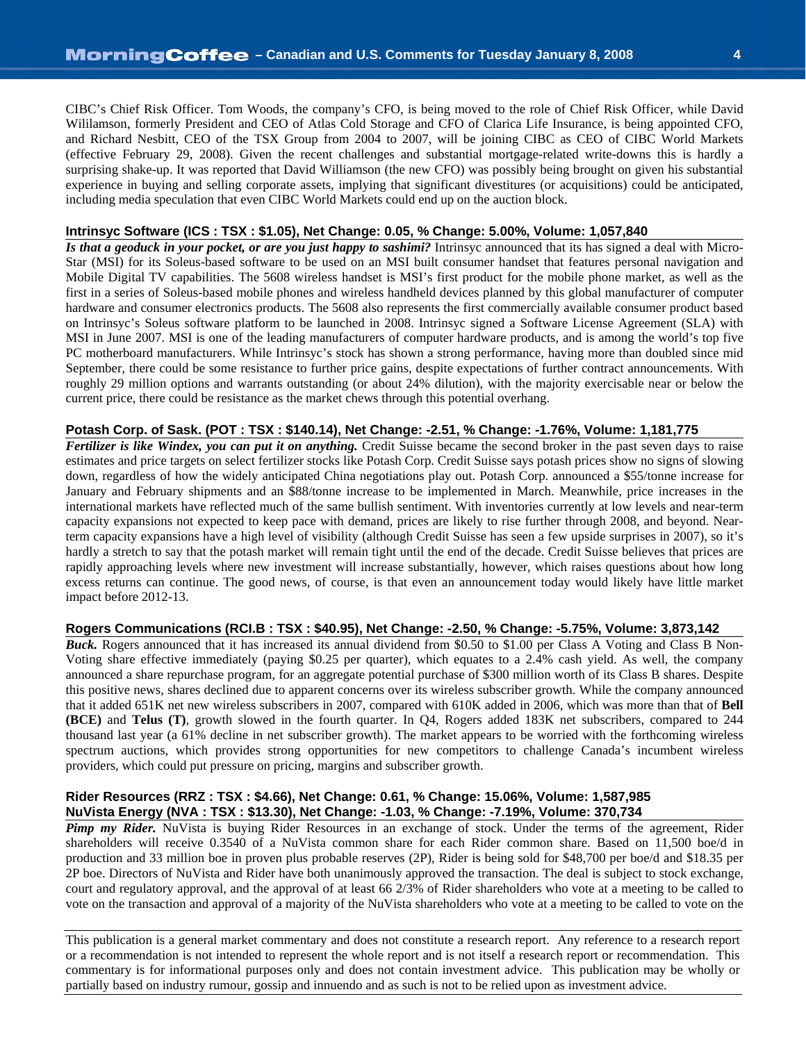CIBC's Chief Risk Officer. Tom Woods, the company's CFO, is being moved to the role of Chief Risk Officer, while David Wililamson, formerly President and CEO of Atlas Cold Storage and CFO of Clarica Life Insurance, is being appointed CFO, and Richard Nesbitt, CEO of the TSX Group from 2004 to 2007, will be joining CIBC as CEO of CIBC World Markets (effective February 29, 2008). Given the recent challenges and substantial mortgage-related write-downs this is hardly a surprising shake-up. It was reported that David Williamson (the new CFO) was possibly being brought on given his substantial experience in buying and selling corporate assets, implying that significant divestitures (or acquisitions) could be anticipated, including media speculation that even CIBC World Markets could end up on the auction block.

**Intrinsyc Software (ICS : TSX : $1.05), Net Change: 0.05, % Change: 5.00%, Volume: 1,057,840**

***Is that a geoduck in your pocket, or are you just happy to sashimi?*** Intrinsyc announced that its has signed a deal with Micro-Star (MSI) for its Soleus-based software to be used on an MSI built consumer handset that features personal navigation and Mobile Digital TV capabilities. The 5608 wireless handset is MSI's first product for the mobile phone market, as well as the first in a series of Soleus-based mobile phones and wireless handheld devices planned by this global manufacturer of computer hardware and consumer electronics products. The 5608 also represents the first commercially available consumer product based on Intrinsyc's Soleus software platform to be launched in 2008. Intrinsyc signed a Software License Agreement (SLA) with MSI in June 2007. MSI is one of the leading manufacturers of computer hardware products, and is among the world's top five PC motherboard manufacturers. While Intrinsyc's stock has shown a strong performance, having more than doubled since mid September, there could be some resistance to further price gains, despite expectations of further contract announcements. With roughly 29 million options and warrants outstanding (or about 24% dilution), with the majority exercisable near or below the current price, there could be resistance as the market chews through this potential overhang.

**Potash Corp. of Sask. (POT : TSX : $140.14), Net Change: -2.51, % Change: -1.76%, Volume: 1,181,775**

***Fertilizer is like Windex, you can put it on anything.*** Credit Suisse became the second broker in the past seven days to raise estimates and price targets on select fertilizer stocks like Potash Corp. Credit Suisse says potash prices show no signs of slowing down, regardless of how the widely anticipated China negotiations play out. Potash Corp. announced a $55/tonne increase for January and February shipments and an $88/tonne increase to be implemented in March. Meanwhile, price increases in the international markets have reflected much of the same bullish sentiment. With inventories currently at low levels and near-term capacity expansions not expected to keep pace with demand, prices are likely to rise further through 2008, and beyond. Near-term capacity expansions have a high level of visibility (although Credit Suisse has seen a few upside surprises in 2007), so it's hardly a stretch to say that the potash market will remain tight until the end of the decade. Credit Suisse believes that prices are rapidly approaching levels where new investment will increase substantially, however, which raises questions about how long excess returns can continue. The good news, of course, is that even an announcement today would likely have little market impact before 2012-13.

**Rogers Communications (RCI.B : TSX : $40.95), Net Change: -2.50, % Change: -5.75%, Volume: 3,873,142**

***Buck.*** Rogers announced that it has increased its annual dividend from $0.50 to $1.00 per Class A Voting and Class B Non-Voting share effective immediately (paying $0.25 per quarter), which equates to a 2.4% cash yield. As well, the company announced a share repurchase program, for an aggregate potential purchase of $300 million worth of its Class B shares. Despite this positive news, shares declined due to apparent concerns over its wireless subscriber growth. While the company announced that it added 651K net new wireless subscribers in 2007, compared with 610K added in 2006, which was more than that of **Bell (BCE)** and **Telus (T)**, growth slowed in the fourth quarter. In Q4, Rogers added 183K net subscribers, compared to 244 thousand last year (a 61% decline in net subscriber growth). The market appears to be worried with the forthcoming wireless spectrum auctions, which provides strong opportunities for new competitors to challenge Canada's incumbent wireless providers, which could put pressure on pricing, margins and subscriber growth.

**Rider Resources (RRZ : TSX : $4.66), Net Change: 0.61, % Change: 15.06%, Volume: 1,587,985**
**NuVista Energy (NVA : TSX : $13.30), Net Change: -1.03, % Change: -7.19%, Volume: 370,734**

***Pimp my Rider.*** NuVista is buying Rider Resources in an exchange of stock. Under the terms of the agreement, Rider shareholders will receive 0.3540 of a NuVista common share for each Rider common share. Based on 11,500 boe/d in production and 33 million boe in proven plus probable reserves (2P), Rider is being sold for $48,700 per boe/d and $18.35 per 2P boe. Directors of NuVista and Rider have both unanimously approved the transaction. The deal is subject to stock exchange, court and regulatory approval, and the approval of at least 66 2/3% of Rider shareholders who vote at a meeting to be called to vote on the transaction and approval of a majority of the NuVista shareholders who vote at a meeting to be called to vote on the

This publication is a general market commentary and does not constitute a research report. Any reference to a research report or a recommendation is not intended to represent the whole report and is not itself a research report or recommendation. This commentary is for informational purposes only and does not contain investment advice. This publication may be wholly or partially based on industry rumour, gossip and innuendo and as such is not to be relied upon as investment advice.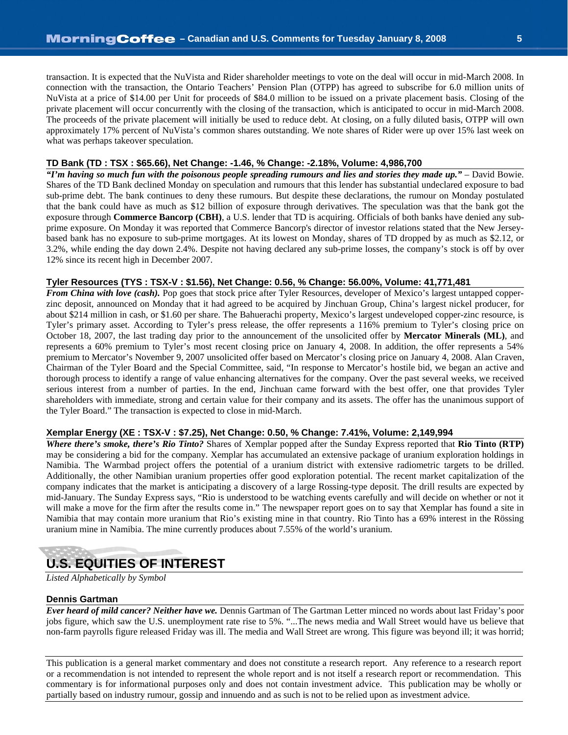transaction. It is expected that the NuVista and Rider shareholder meetings to vote on the deal will occur in mid-March 2008. In connection with the transaction, the Ontario Teachers' Pension Plan (OTPP) has agreed to subscribe for 6.0 million units of NuVista at a price of $14.00 per Unit for proceeds of $84.0 million to be issued on a private placement basis. Closing of the private placement will occur concurrently with the closing of the transaction, which is anticipated to occur in mid-March 2008. The proceeds of the private placement will initially be used to reduce debt. At closing, on a fully diluted basis, OTPP will own approximately 17% percent of NuVista's common shares outstanding. We note shares of Rider were up over 15% last week on what was perhaps takeover speculation.

### TD Bank (TD : TSX : $65.66), Net Change: -1.46, % Change: -2.18%, Volume: 4,986,700

***"I'm having so much fun with the poisonous people spreading rumours and lies and stories they made up."*** – David Bowie. Shares of the TD Bank declined Monday on speculation and rumours that this lender has substantial undeclared exposure to bad sub-prime debt. The bank continues to deny these rumours. But despite these declarations, the rumour on Monday postulated that the bank could have as much as $12 billion of exposure through derivatives. The speculation was that the bank got the exposure through **Commerce Bancorp (CBH)**, a U.S. lender that TD is acquiring. Officials of both banks have denied any sub-prime exposure. On Monday it was reported that Commerce Bancorp's director of investor relations stated that the New Jersey-based bank has no exposure to sub-prime mortgages. At its lowest on Monday, shares of TD dropped by as much as $2.12, or 3.2%, while ending the day down 2.4%. Despite not having declared any sub-prime losses, the company's stock is off by over 12% since its recent high in December 2007.

### Tyler Resources (TYS : TSX-V : $1.56), Net Change: 0.56, % Change: 56.00%, Volume: 41,771,481

***From China with love (cash).*** Pop goes that stock price after Tyler Resources, developer of Mexico's largest untapped copper-zinc deposit, announced on Monday that it had agreed to be acquired by Jinchuan Group, China's largest nickel producer, for about $214 million in cash, or $1.60 per share. The Bahuerachi property, Mexico's largest undeveloped copper-zinc resource, is Tyler's primary asset. According to Tyler's press release, the offer represents a 116% premium to Tyler's closing price on October 18, 2007, the last trading day prior to the announcement of the unsolicited offer by **Mercator Minerals (ML)**, and represents a 60% premium to Tyler's most recent closing price on January 4, 2008. In addition, the offer represents a 54% premium to Mercator's November 9, 2007 unsolicited offer based on Mercator's closing price on January 4, 2008. Alan Craven, Chairman of the Tyler Board and the Special Committee, said, "In response to Mercator's hostile bid, we began an active and thorough process to identify a range of value enhancing alternatives for the company. Over the past several weeks, we received serious interest from a number of parties. In the end, Jinchuan came forward with the best offer, one that provides Tyler shareholders with immediate, strong and certain value for their company and its assets. The offer has the unanimous support of the Tyler Board." The transaction is expected to close in mid-March.

### Xemplar Energy (XE : TSX-V : $7.25), Net Change: 0.50, % Change: 7.41%, Volume: 2,149,994

***Where there's smoke, there's Rio Tinto?*** Shares of Xemplar popped after the Sunday Express reported that **Rio Tinto (RTP)** may be considering a bid for the company. Xemplar has accumulated an extensive package of uranium exploration holdings in Namibia. The Warmbad project offers the potential of a uranium district with extensive radiometric targets to be drilled. Additionally, the other Namibian uranium properties offer good exploration potential. The recent market capitalization of the company indicates that the market is anticipating a discovery of a large Rossing-type deposit. The drill results are expected by mid-January. The Sunday Express says, "Rio is understood to be watching events carefully and will decide on whether or not it will make a move for the firm after the results come in." The newspaper report goes on to say that Xemplar has found a site in Namibia that may contain more uranium that Rio's existing mine in that country. Rio Tinto has a 69% interest in the Rössing uranium mine in Namibia. The mine currently produces about 7.55% of the world's uranium.

## U.S. EQUITIES OF INTEREST

*Listed Alphabetically by Symbol*

### Dennis Gartman

***Ever heard of mild cancer? Neither have we.*** Dennis Gartman of The Gartman Letter minced no words about last Friday's poor jobs figure, which saw the U.S. unemployment rate rise to 5%. "...The news media and Wall Street would have us believe that non-farm payrolls figure released Friday was ill. The media and Wall Street are wrong. This figure was beyond ill; it was horrid;

This publication is a general market commentary and does not constitute a research report. Any reference to a research report or a recommendation is not intended to represent the whole report and is not itself a research report or recommendation. This commentary is for informational purposes only and does not contain investment advice. This publication may be wholly or partially based on industry rumour, gossip and innuendo and as such is not to be relied upon as investment advice.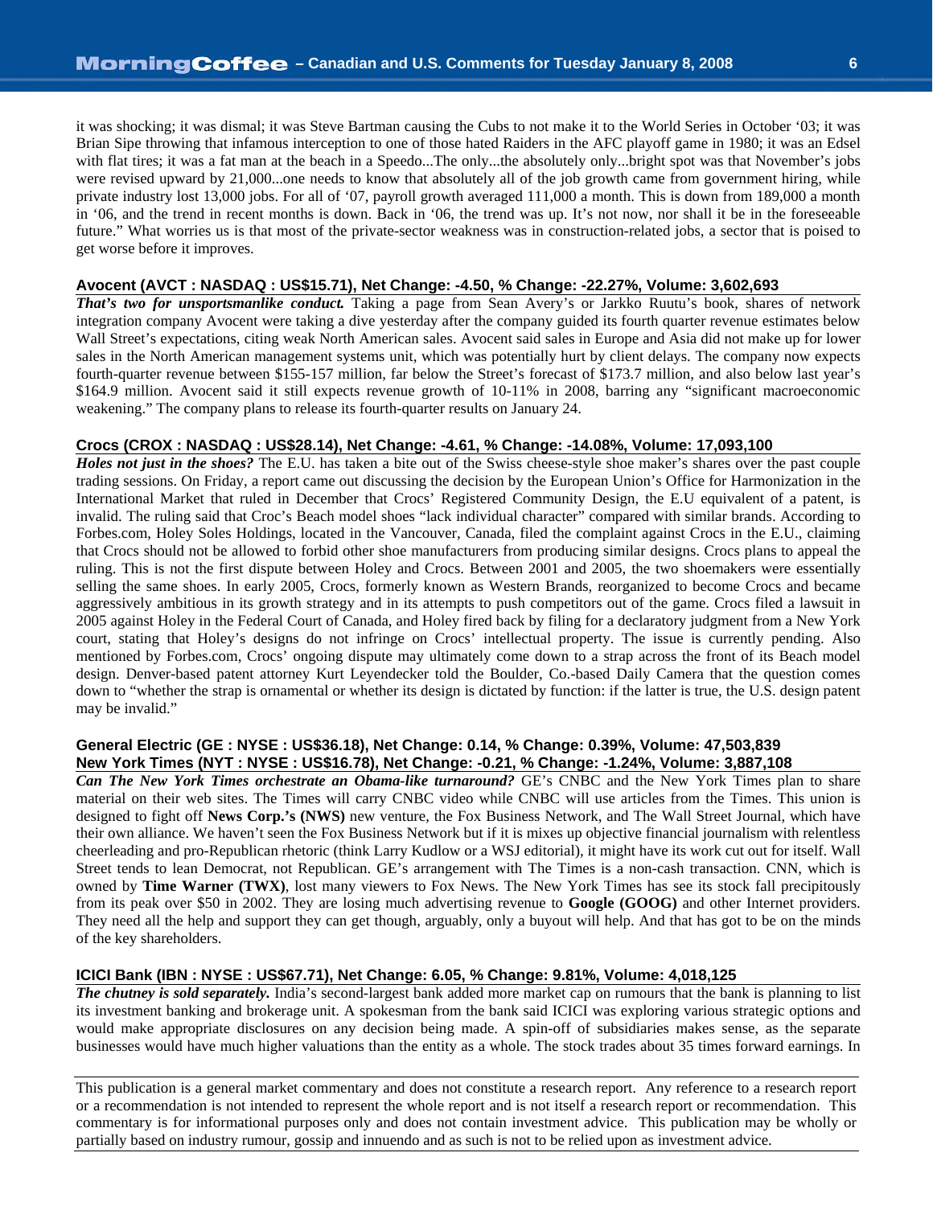it was shocking; it was dismal; it was Steve Bartman causing the Cubs to not make it to the World Series in October '03; it was Brian Sipe throwing that infamous interception to one of those hated Raiders in the AFC playoff game in 1980; it was an Edsel with flat tires; it was a fat man at the beach in a Speedo...The only...the absolutely only...bright spot was that November's jobs were revised upward by 21,000...one needs to know that absolutely all of the job growth came from government hiring, while private industry lost 13,000 jobs. For all of '07, payroll growth averaged 111,000 a month. This is down from 189,000 a month in '06, and the trend in recent months is down. Back in '06, the trend was up. It's not now, nor shall it be in the foreseeable future." What worries us is that most of the private-sector weakness was in construction-related jobs, a sector that is poised to get worse before it improves.

### Avocent (AVCT : NASDAQ : US$15.71), Net Change: -4.50, % Change: -22.27%, Volume: 3,602,693

***That's two for unsportsmanlike conduct.*** Taking a page from Sean Avery's or Jarkko Ruutu's book, shares of network integration company Avocent were taking a dive yesterday after the company guided its fourth quarter revenue estimates below Wall Street's expectations, citing weak North American sales. Avocent said sales in Europe and Asia did not make up for lower sales in the North American management systems unit, which was potentially hurt by client delays. The company now expects fourth-quarter revenue between $155-157 million, far below the Street's forecast of $173.7 million, and also below last year's $164.9 million. Avocent said it still expects revenue growth of 10-11% in 2008, barring any "significant macroeconomic weakening." The company plans to release its fourth-quarter results on January 24.

### Crocs (CROX : NASDAQ : US$28.14), Net Change: -4.61, % Change: -14.08%, Volume: 17,093,100

***Holes not just in the shoes?*** The E.U. has taken a bite out of the Swiss cheese-style shoe maker's shares over the past couple trading sessions. On Friday, a report came out discussing the decision by the European Union's Office for Harmonization in the International Market that ruled in December that Crocs' Registered Community Design, the E.U equivalent of a patent, is invalid. The ruling said that Croc's Beach model shoes "lack individual character" compared with similar brands. According to Forbes.com, Holey Soles Holdings, located in the Vancouver, Canada, filed the complaint against Crocs in the E.U., claiming that Crocs should not be allowed to forbid other shoe manufacturers from producing similar designs. Crocs plans to appeal the ruling. This is not the first dispute between Holey and Crocs. Between 2001 and 2005, the two shoemakers were essentially selling the same shoes. In early 2005, Crocs, formerly known as Western Brands, reorganized to become Crocs and became aggressively ambitious in its growth strategy and in its attempts to push competitors out of the game. Crocs filed a lawsuit in 2005 against Holey in the Federal Court of Canada, and Holey fired back by filing for a declaratory judgment from a New York court, stating that Holey's designs do not infringe on Crocs' intellectual property. The issue is currently pending. Also mentioned by Forbes.com, Crocs' ongoing dispute may ultimately come down to a strap across the front of its Beach model design. Denver-based patent attorney Kurt Leyendecker told the Boulder, Co.-based Daily Camera that the question comes down to "whether the strap is ornamental or whether its design is dictated by function: if the latter is true, the U.S. design patent may be invalid."

### General Electric (GE : NYSE : US$36.18), Net Change: 0.14, % Change: 0.39%, Volume: 47,503,839
### New York Times (NYT : NYSE : US$16.78), Net Change: -0.21, % Change: -1.24%, Volume: 3,887,108

***Can The New York Times orchestrate an Obama-like turnaround?*** GE's CNBC and the New York Times plan to share material on their web sites. The Times will carry CNBC video while CNBC will use articles from the Times. This union is designed to fight off **News Corp.'s (NWS)** new venture, the Fox Business Network, and The Wall Street Journal, which have their own alliance. We haven't seen the Fox Business Network but if it is mixes up objective financial journalism with relentless cheerleading and pro-Republican rhetoric (think Larry Kudlow or a WSJ editorial), it might have its work cut out for itself. Wall Street tends to lean Democrat, not Republican. GE's arrangement with The Times is a non-cash transaction. CNN, which is owned by **Time Warner (TWX)**, lost many viewers to Fox News. The New York Times has see its stock fall precipitously from its peak over $50 in 2002. They are losing much advertising revenue to **Google (GOOG)** and other Internet providers. They need all the help and support they can get though, arguably, only a buyout will help. And that has got to be on the minds of the key shareholders.

### ICICI Bank (IBN : NYSE : US$67.71), Net Change: 6.05, % Change: 9.81%, Volume: 4,018,125

***The chutney is sold separately.*** India's second-largest bank added more market cap on rumours that the bank is planning to list its investment banking and brokerage unit. A spokesman from the bank said ICICI was exploring various strategic options and would make appropriate disclosures on any decision being made. A spin-off of subsidiaries makes sense, as the separate businesses would have much higher valuations than the entity as a whole. The stock trades about 35 times forward earnings. In

This publication is a general market commentary and does not constitute a research report. Any reference to a research report or a recommendation is not intended to represent the whole report and is not itself a research report or recommendation. This commentary is for informational purposes only and does not contain investment advice. This publication may be wholly or partially based on industry rumour, gossip and innuendo and as such is not to be relied upon as investment advice.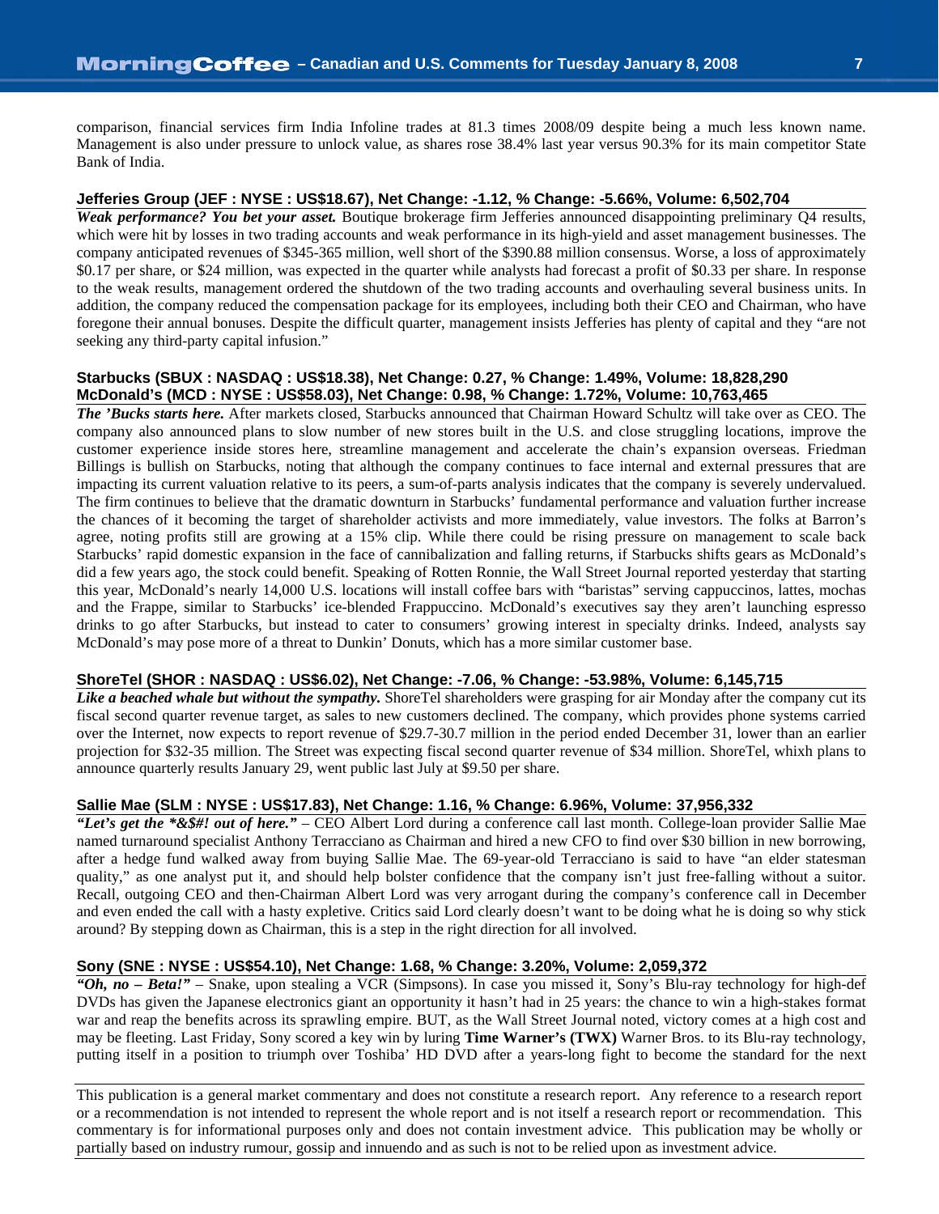comparison, financial services firm India Infoline trades at 81.3 times 2008/09 despite being a much less known name. Management is also under pressure to unlock value, as shares rose 38.4% last year versus 90.3% for its main competitor State Bank of India.

### Jefferies Group (JEF : NYSE : US$18.67), Net Change: -1.12, % Change: -5.66%, Volume: 6,502,704

***Weak performance? You bet your asset.*** Boutique brokerage firm Jefferies announced disappointing preliminary Q4 results, which were hit by losses in two trading accounts and weak performance in its high-yield and asset management businesses. The company anticipated revenues of $345-365 million, well short of the $390.88 million consensus. Worse, a loss of approximately $0.17 per share, or $24 million, was expected in the quarter while analysts had forecast a profit of $0.33 per share. In response to the weak results, management ordered the shutdown of the two trading accounts and overhauling several business units. In addition, the company reduced the compensation package for its employees, including both their CEO and Chairman, who have foregone their annual bonuses. Despite the difficult quarter, management insists Jefferies has plenty of capital and they "are not seeking any third-party capital infusion."

### Starbucks (SBUX : NASDAQ : US$18.38), Net Change: 0.27, % Change: 1.49%, Volume: 18,828,290
### McDonald's (MCD : NYSE : US$58.03), Net Change: 0.98, % Change: 1.72%, Volume: 10,763,465

***The 'Bucks starts here.*** After markets closed, Starbucks announced that Chairman Howard Schultz will take over as CEO. The company also announced plans to slow number of new stores built in the U.S. and close struggling locations, improve the customer experience inside stores here, streamline management and accelerate the chain's expansion overseas. Friedman Billings is bullish on Starbucks, noting that although the company continues to face internal and external pressures that are impacting its current valuation relative to its peers, a sum-of-parts analysis indicates that the company is severely undervalued. The firm continues to believe that the dramatic downturn in Starbucks' fundamental performance and valuation further increase the chances of it becoming the target of shareholder activists and more immediately, value investors. The folks at Barron's agree, noting profits still are growing at a 15% clip. While there could be rising pressure on management to scale back Starbucks' rapid domestic expansion in the face of cannibalization and falling returns, if Starbucks shifts gears as McDonald's did a few years ago, the stock could benefit. Speaking of Rotten Ronnie, the Wall Street Journal reported yesterday that starting this year, McDonald's nearly 14,000 U.S. locations will install coffee bars with "baristas" serving cappuccinos, lattes, mochas and the Frappe, similar to Starbucks' ice-blended Frappuccino. McDonald's executives say they aren't launching espresso drinks to go after Starbucks, but instead to cater to consumers' growing interest in specialty drinks. Indeed, analysts say McDonald's may pose more of a threat to Dunkin' Donuts, which has a more similar customer base.

### ShoreTel (SHOR : NASDAQ : US$6.02), Net Change: -7.06, % Change: -53.98%, Volume: 6,145,715

***Like a beached whale but without the sympathy.*** ShoreTel shareholders were grasping for air Monday after the company cut its fiscal second quarter revenue target, as sales to new customers declined. The company, which provides phone systems carried over the Internet, now expects to report revenue of $29.7-30.7 million in the period ended December 31, lower than an earlier projection for $32-35 million. The Street was expecting fiscal second quarter revenue of $34 million. ShoreTel, whixh plans to announce quarterly results January 29, went public last July at $9.50 per share.

### Sallie Mae (SLM : NYSE : US$17.83), Net Change: 1.16, % Change: 6.96%, Volume: 37,956,332

***"Let's get the *&$#! out of here."*** – CEO Albert Lord during a conference call last month. College-loan provider Sallie Mae named turnaround specialist Anthony Terracciano as Chairman and hired a new CFO to find over $30 billion in new borrowing, after a hedge fund walked away from buying Sallie Mae. The 69-year-old Terracciano is said to have "an elder statesman quality," as one analyst put it, and should help bolster confidence that the company isn't just free-falling without a suitor. Recall, outgoing CEO and then-Chairman Albert Lord was very arrogant during the company's conference call in December and even ended the call with a hasty expletive. Critics said Lord clearly doesn't want to be doing what he is doing so why stick around? By stepping down as Chairman, this is a step in the right direction for all involved.

### Sony (SNE : NYSE : US$54.10), Net Change: 1.68, % Change: 3.20%, Volume: 2,059,372

***"Oh, no – Beta!"*** – Snake, upon stealing a VCR (Simpsons). In case you missed it, Sony's Blu-ray technology for high-def DVDs has given the Japanese electronics giant an opportunity it hasn't had in 25 years: the chance to win a high-stakes format war and reap the benefits across its sprawling empire. BUT, as the Wall Street Journal noted, victory comes at a high cost and may be fleeting. Last Friday, Sony scored a key win by luring **Time Warner's (TWX)** Warner Bros. to its Blu-ray technology, putting itself in a position to triumph over Toshiba' HD DVD after a years-long fight to become the standard for the next

This publication is a general market commentary and does not constitute a research report. Any reference to a research report or a recommendation is not intended to represent the whole report and is not itself a research report or recommendation. This commentary is for informational purposes only and does not contain investment advice. This publication may be wholly or partially based on industry rumour, gossip and innuendo and as such is not to be relied upon as investment advice.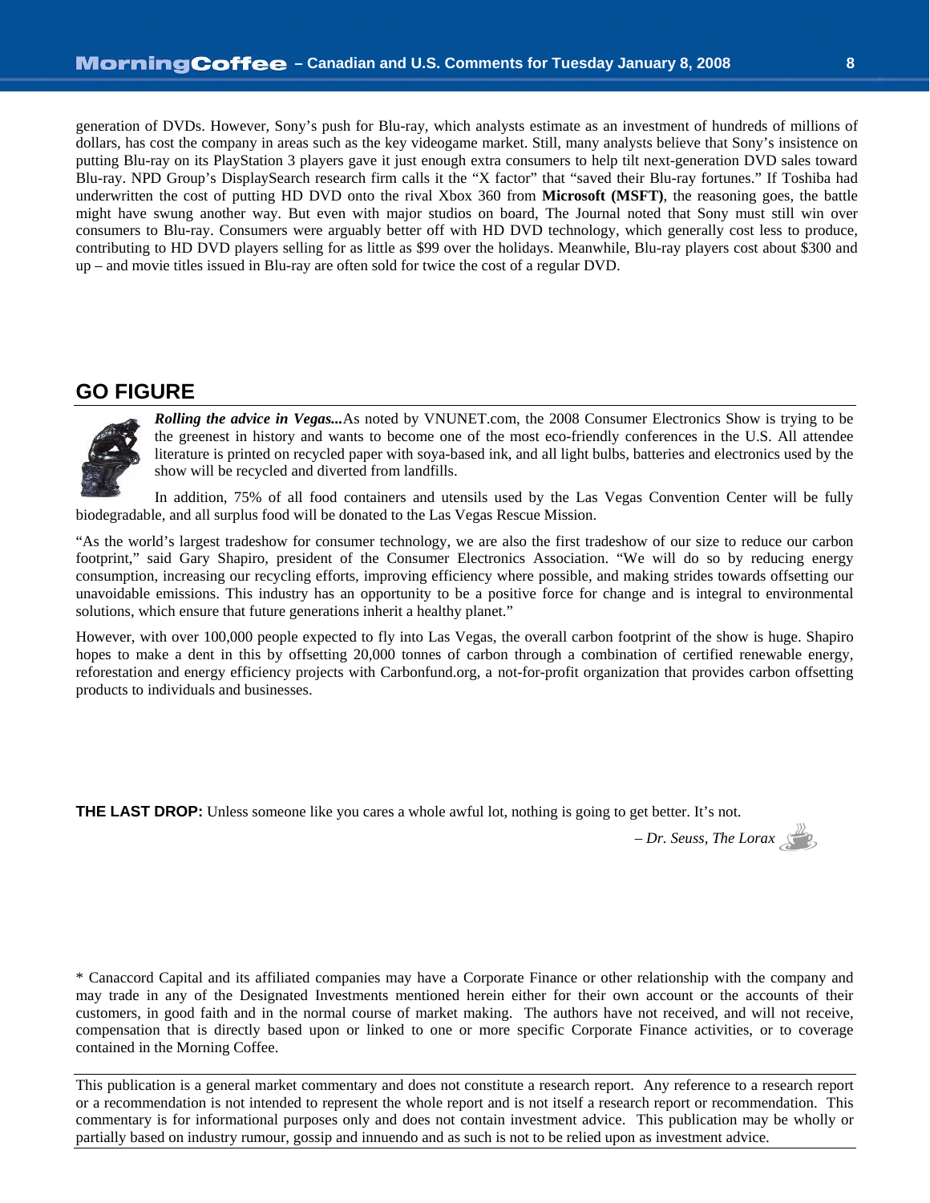generation of DVDs. However, Sony's push for Blu-ray, which analysts estimate as an investment of hundreds of millions of dollars, has cost the company in areas such as the key videogame market. Still, many analysts believe that Sony's insistence on putting Blu-ray on its PlayStation 3 players gave it just enough extra consumers to help tilt next-generation DVD sales toward Blu-ray. NPD Group's DisplaySearch research firm calls it the "X factor" that "saved their Blu-ray fortunes." If Toshiba had underwritten the cost of putting HD DVD onto the rival Xbox 360 from **Microsoft (MSFT)**, the reasoning goes, the battle might have swung another way. But even with major studios on board, The Journal noted that Sony must still win over consumers to Blu-ray. Consumers were arguably better off with HD DVD technology, which generally cost less to produce, contributing to HD DVD players selling for as little as $99 over the holidays. Meanwhile, Blu-ray players cost about $300 and up – and movie titles issued in Blu-ray are often sold for twice the cost of a regular DVD.

## GO FIGURE

***Rolling the advice in Vegas...*** As noted by VNUNET.com, the 2008 Consumer Electronics Show is trying to be the greenest in history and wants to become one of the most eco-friendly conferences in the U.S. All attendee literature is printed on recycled paper with soya-based ink, and all light bulbs, batteries and electronics used by the show will be recycled and diverted from landfills.

In addition, 75% of all food containers and utensils used by the Las Vegas Convention Center will be fully biodegradable, and all surplus food will be donated to the Las Vegas Rescue Mission.

"As the world's largest tradeshow for consumer technology, we are also the first tradeshow of our size to reduce our carbon footprint," said Gary Shapiro, president of the Consumer Electronics Association. "We will do so by reducing energy consumption, increasing our recycling efforts, improving efficiency where possible, and making strides towards offsetting our unavoidable emissions. This industry has an opportunity to be a positive force for change and is integral to environmental solutions, which ensure that future generations inherit a healthy planet."

However, with over 100,000 people expected to fly into Las Vegas, the overall carbon footprint of the show is huge. Shapiro hopes to make a dent in this by offsetting 20,000 tonnes of carbon through a combination of certified renewable energy, reforestation and energy efficiency projects with Carbonfund.org, a not-for-profit organization that provides carbon offsetting products to individuals and businesses.

**THE LAST DROP:** Unless someone like you cares a whole awful lot, nothing is going to get better. It's not.

*– Dr. Seuss, The Lorax*

* Canaccord Capital and its affiliated companies may have a Corporate Finance or other relationship with the company and may trade in any of the Designated Investments mentioned herein either for their own account or the accounts of their customers, in good faith and in the normal course of market making. The authors have not received, and will not receive, compensation that is directly based upon or linked to one or more specific Corporate Finance activities, or to coverage contained in the Morning Coffee.

This publication is a general market commentary and does not constitute a research report. Any reference to a research report or a recommendation is not intended to represent the whole report and is not itself a research report or recommendation. This commentary is for informational purposes only and does not contain investment advice. This publication may be wholly or partially based on industry rumour, gossip and innuendo and as such is not to be relied upon as investment advice.